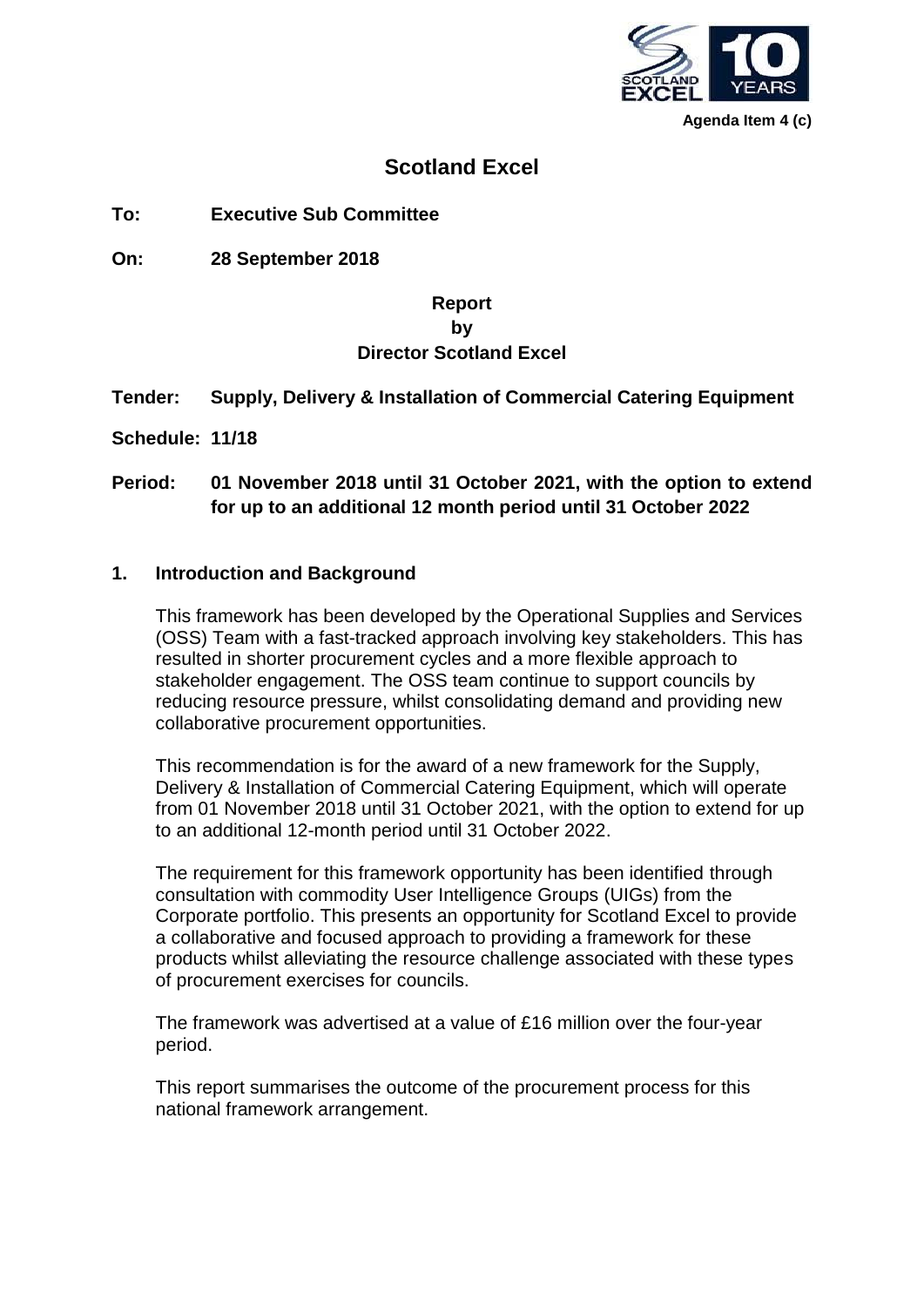Agenda Item 4 (c)

# Scotland Excel

**To:** **Executive Sub Committee**

**On:** **28 September 2018**

**Report**
**by**
**Director Scotland Excel**

**Tender:** **Supply, Delivery & Installation of Commercial Catering Equipment**

**Schedule: 11/18**

**Period:** **01 November 2018 until 31 October 2021, with the option to extend for up to an additional 12 month period until 31 October 2022**

## 1. Introduction and Background

This framework has been developed by the Operational Supplies and Services (OSS) Team with a fast-tracked approach involving key stakeholders. This has resulted in shorter procurement cycles and a more flexible approach to stakeholder engagement. The OSS team continue to support councils by reducing resource pressure, whilst consolidating demand and providing new collaborative procurement opportunities.

This recommendation is for the award of a new framework for the Supply, Delivery & Installation of Commercial Catering Equipment, which will operate from 01 November 2018 until 31 October 2021, with the option to extend for up to an additional 12-month period until 31 October 2022.

The requirement for this framework opportunity has been identified through consultation with commodity User Intelligence Groups (UIGs) from the Corporate portfolio. This presents an opportunity for Scotland Excel to provide a collaborative and focused approach to providing a framework for these products whilst alleviating the resource challenge associated with these types of procurement exercises for councils.

The framework was advertised at a value of £16 million over the four-year period.

This report summarises the outcome of the procurement process for this national framework arrangement.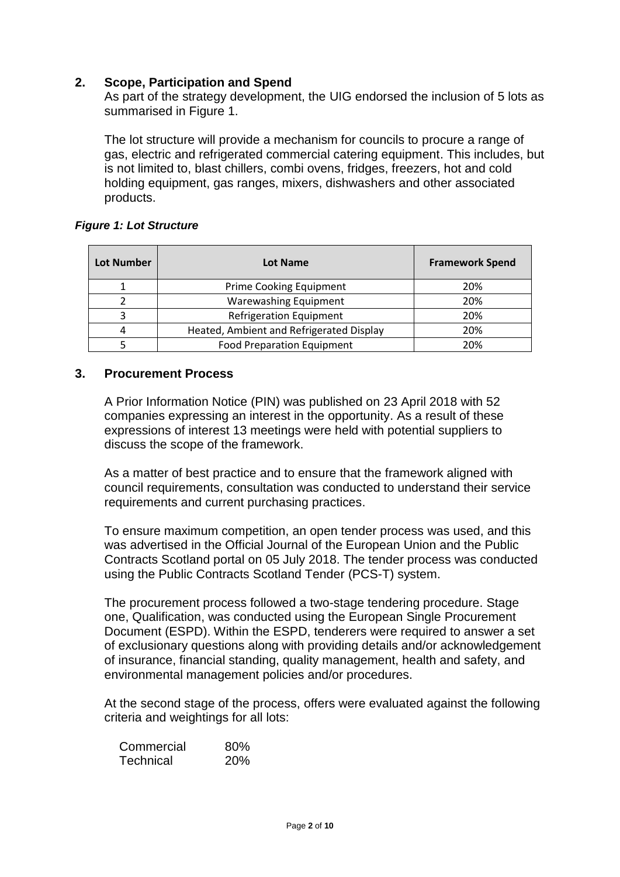## 2. Scope, Participation and Spend

As part of the strategy development, the UIG endorsed the inclusion of 5 lots as summarised in Figure 1.

The lot structure will provide a mechanism for councils to procure a range of gas, electric and refrigerated commercial catering equipment. This includes, but is not limited to, blast chillers, combi ovens, fridges, freezers, hot and cold holding equipment, gas ranges, mixers, dishwashers and other associated products.

***Figure 1: Lot Structure***

| Lot Number | Lot Name | Framework Spend |
|---|---|---|
| 1 | Prime Cooking Equipment | 20% |
| 2 | Warewashing Equipment | 20% |
| 3 | Refrigeration Equipment | 20% |
| 4 | Heated, Ambient and Refrigerated Display | 20% |
| 5 | Food Preparation Equipment | 20% |

## 3. Procurement Process

A Prior Information Notice (PIN) was published on 23 April 2018 with 52 companies expressing an interest in the opportunity. As a result of these expressions of interest 13 meetings were held with potential suppliers to discuss the scope of the framework.

As a matter of best practice and to ensure that the framework aligned with council requirements, consultation was conducted to understand their service requirements and current purchasing practices.

To ensure maximum competition, an open tender process was used, and this was advertised in the Official Journal of the European Union and the Public Contracts Scotland portal on 05 July 2018. The tender process was conducted using the Public Contracts Scotland Tender (PCS-T) system.

The procurement process followed a two-stage tendering procedure. Stage one, Qualification, was conducted using the European Single Procurement Document (ESPD). Within the ESPD, tenderers were required to answer a set of exclusionary questions along with providing details and/or acknowledgement of insurance, financial standing, quality management, health and safety, and environmental management policies and/or procedures.

At the second stage of the process, offers were evaluated against the following criteria and weightings for all lots:

| | |
|---|---|
| Commercial | 80% |
| Technical | 20% |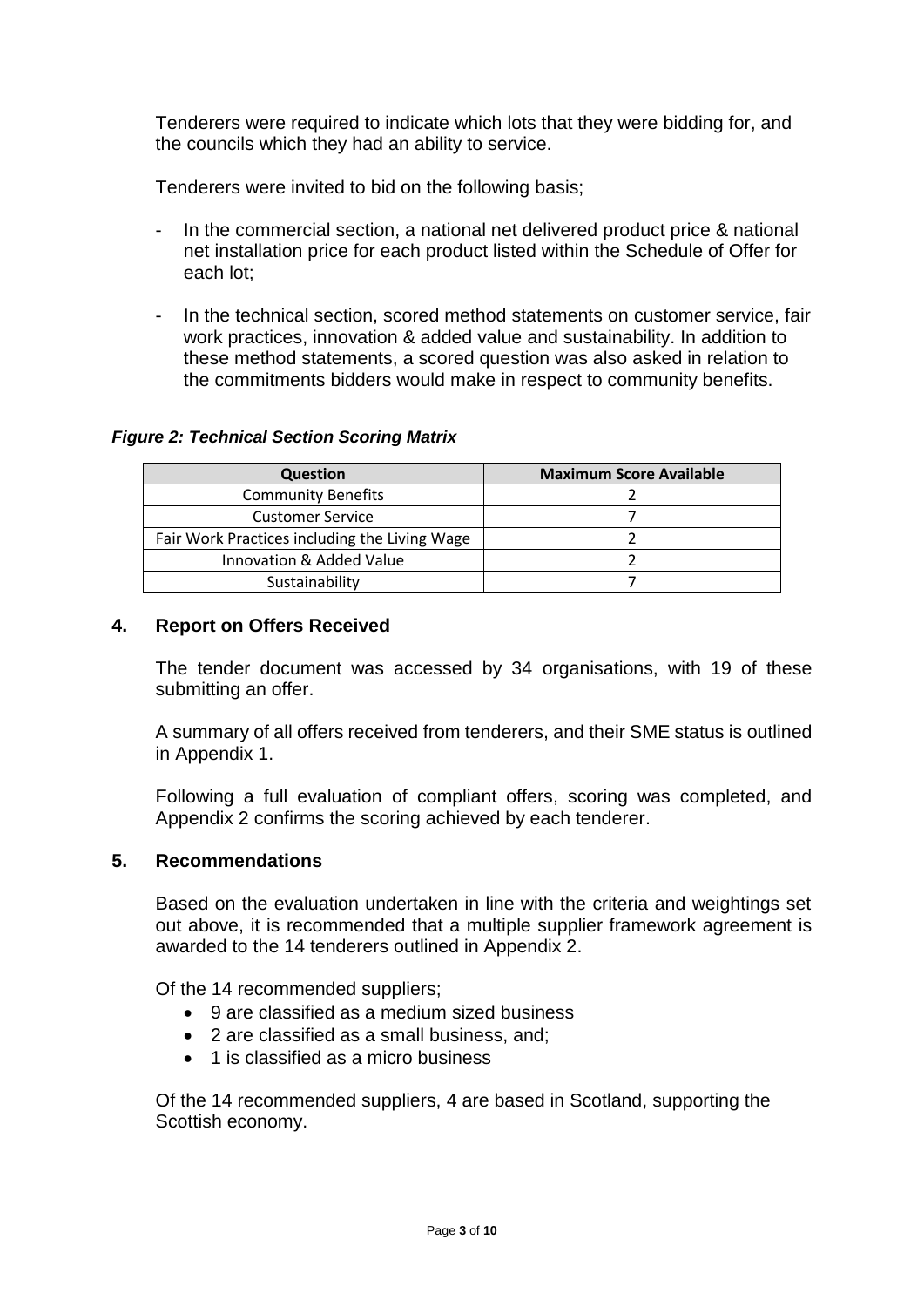Tenderers were required to indicate which lots that they were bidding for, and the councils which they had an ability to service.

Tenderers were invited to bid on the following basis;

- In the commercial section, a national net delivered product price & national net installation price for each product listed within the Schedule of Offer for each lot;
- In the technical section, scored method statements on customer service, fair work practices, innovation & added value and sustainability. In addition to these method statements, a scored question was also asked in relation to the commitments bidders would make in respect to community benefits.

***Figure 2: Technical Section Scoring Matrix***

| Question | Maximum Score Available |
|---|---|
| Community Benefits | 2 |
| Customer Service | 7 |
| Fair Work Practices including the Living Wage | 2 |
| Innovation & Added Value | 2 |
| Sustainability | 7 |

## 4. Report on Offers Received

The tender document was accessed by 34 organisations, with 19 of these submitting an offer.

A summary of all offers received from tenderers, and their SME status is outlined in Appendix 1.

Following a full evaluation of compliant offers, scoring was completed, and Appendix 2 confirms the scoring achieved by each tenderer.

## 5. Recommendations

Based on the evaluation undertaken in line with the criteria and weightings set out above, it is recommended that a multiple supplier framework agreement is awarded to the 14 tenderers outlined in Appendix 2.

Of the 14 recommended suppliers;

- 9 are classified as a medium sized business
- 2 are classified as a small business, and;
- 1 is classified as a micro business

Of the 14 recommended suppliers, 4 are based in Scotland, supporting the Scottish economy.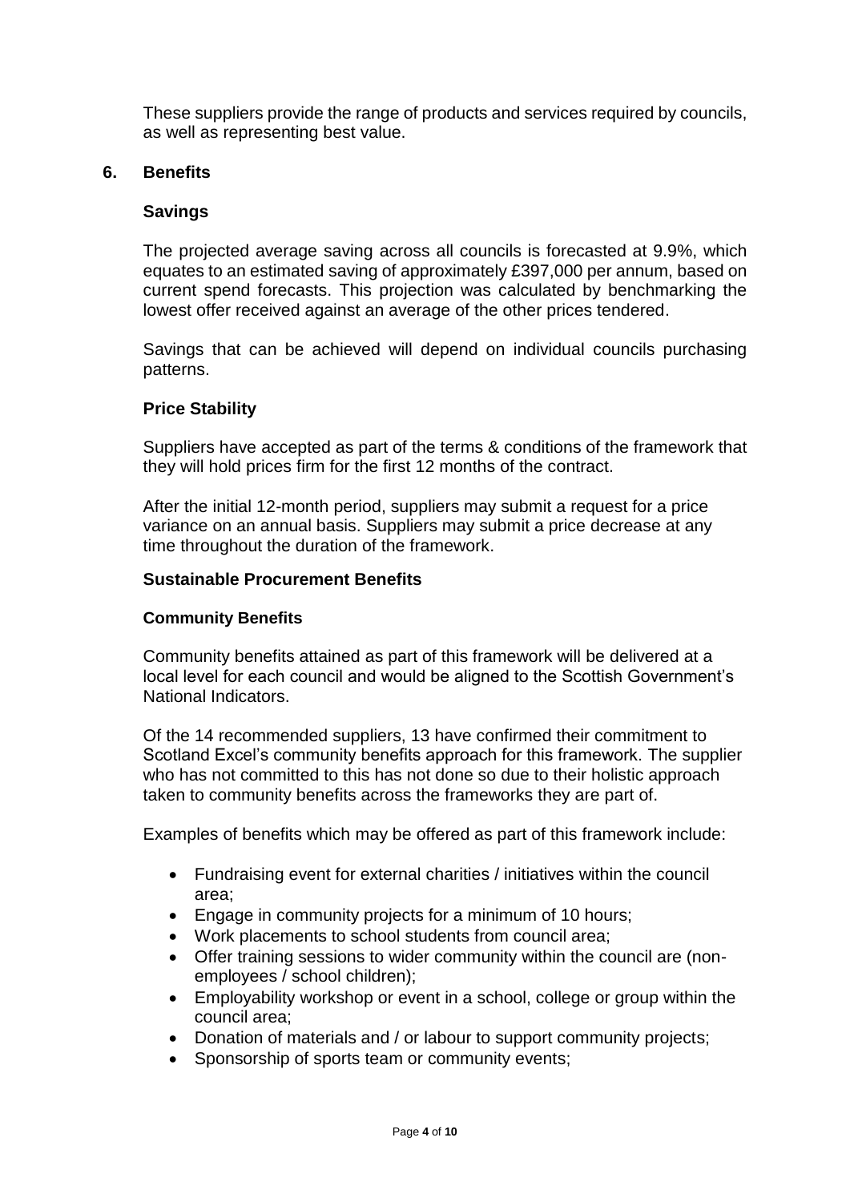These suppliers provide the range of products and services required by councils, as well as representing best value.

## 6. Benefits

### Savings

The projected average saving across all councils is forecasted at 9.9%, which equates to an estimated saving of approximately £397,000 per annum, based on current spend forecasts. This projection was calculated by benchmarking the lowest offer received against an average of the other prices tendered.

Savings that can be achieved will depend on individual councils purchasing patterns.

### Price Stability

Suppliers have accepted as part of the terms & conditions of the framework that they will hold prices firm for the first 12 months of the contract.

After the initial 12-month period, suppliers may submit a request for a price variance on an annual basis. Suppliers may submit a price decrease at any time throughout the duration of the framework.

### Sustainable Procurement Benefits

#### Community Benefits

Community benefits attained as part of this framework will be delivered at a local level for each council and would be aligned to the Scottish Government's National Indicators.

Of the 14 recommended suppliers, 13 have confirmed their commitment to Scotland Excel's community benefits approach for this framework. The supplier who has not committed to this has not done so due to their holistic approach taken to community benefits across the frameworks they are part of.

Examples of benefits which may be offered as part of this framework include:

- Fundraising event for external charities / initiatives within the council area;
- Engage in community projects for a minimum of 10 hours;
- Work placements to school students from council area;
- Offer training sessions to wider community within the council are (non-employees / school children);
- Employability workshop or event in a school, college or group within the council area;
- Donation of materials and / or labour to support community projects;
- Sponsorship of sports team or community events;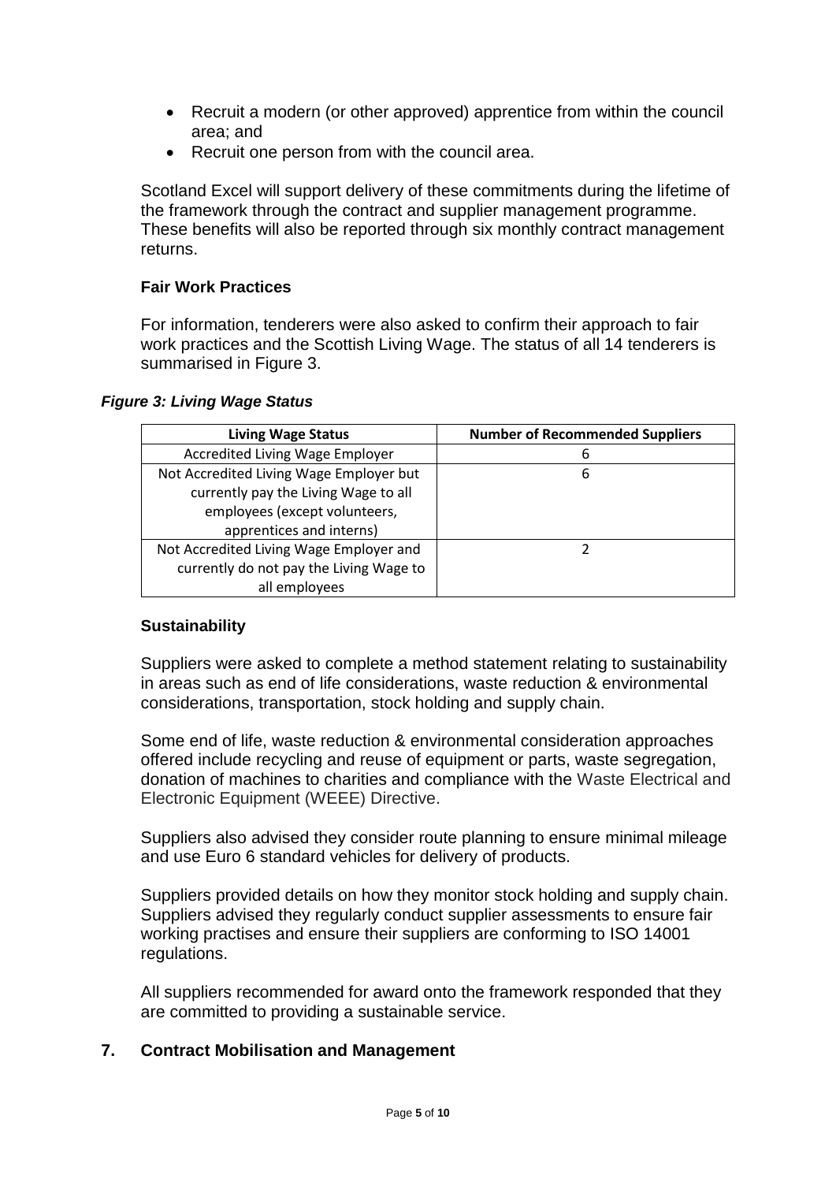- Recruit a modern (or other approved) apprentice from within the council area; and
- Recruit one person from with the council area.

Scotland Excel will support delivery of these commitments during the lifetime of the framework through the contract and supplier management programme. These benefits will also be reported through six monthly contract management returns.

**Fair Work Practices**

For information, tenderers were also asked to confirm their approach to fair work practices and the Scottish Living Wage. The status of all 14 tenderers is summarised in Figure 3.

***Figure 3: Living Wage Status***

| Living Wage Status | Number of Recommended Suppliers |
| --- | --- |
| Accredited Living Wage Employer | 6 |
| Not Accredited Living Wage Employer but currently pay the Living Wage to all employees (except volunteers, apprentices and interns) | 6 |
| Not Accredited Living Wage Employer and currently do not pay the Living Wage to all employees | 2 |

**Sustainability**

Suppliers were asked to complete a method statement relating to sustainability in areas such as end of life considerations, waste reduction & environmental considerations, transportation, stock holding and supply chain.

Some end of life, waste reduction & environmental consideration approaches offered include recycling and reuse of equipment or parts, waste segregation, donation of machines to charities and compliance with the Waste Electrical and Electronic Equipment (WEEE) Directive.

Suppliers also advised they consider route planning to ensure minimal mileage and use Euro 6 standard vehicles for delivery of products.

Suppliers provided details on how they monitor stock holding and supply chain. Suppliers advised they regularly conduct supplier assessments to ensure fair working practises and ensure their suppliers are conforming to ISO 14001 regulations.

All suppliers recommended for award onto the framework responded that they are committed to providing a sustainable service.

## 7. Contract Mobilisation and Management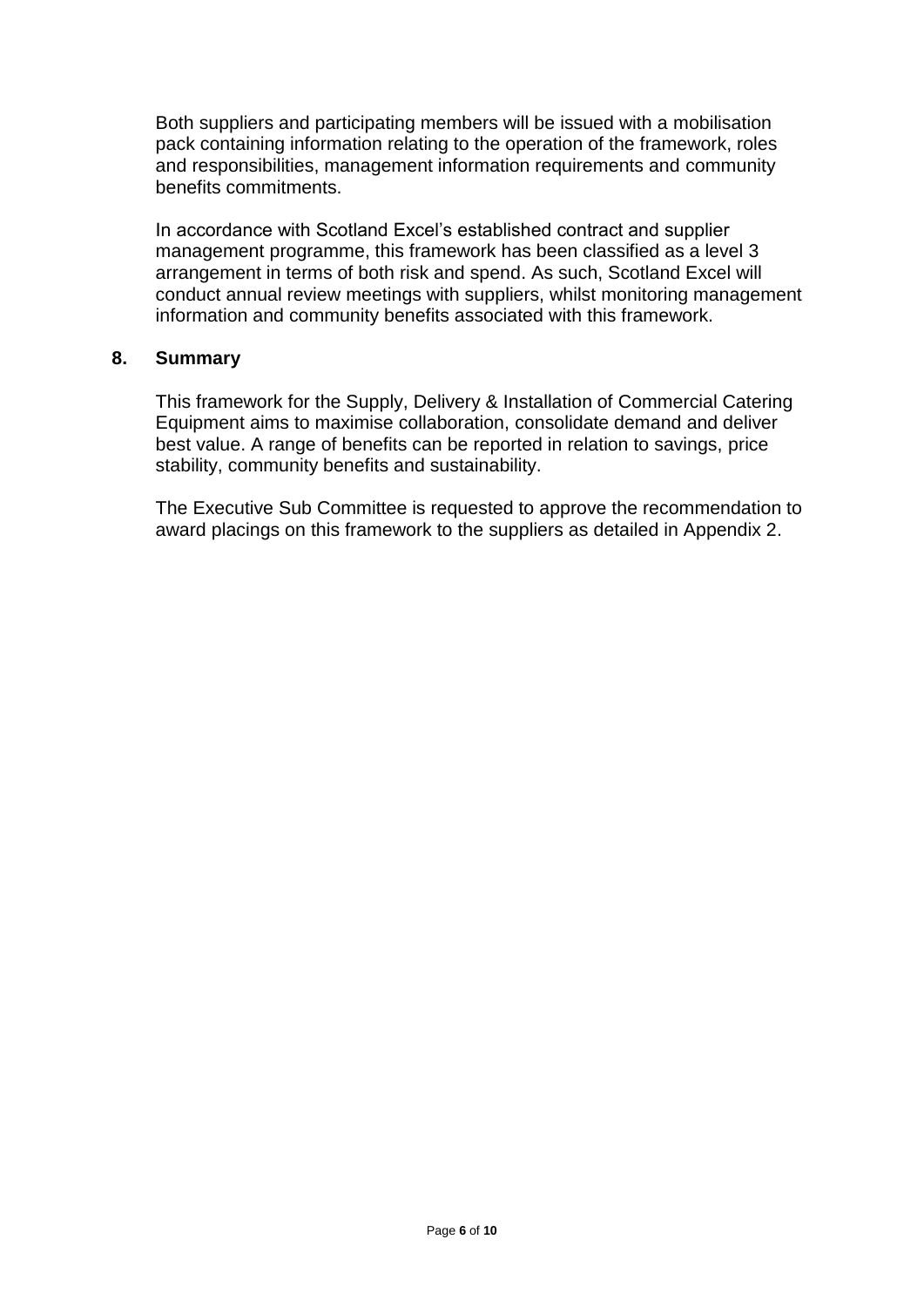Both suppliers and participating members will be issued with a mobilisation pack containing information relating to the operation of the framework, roles and responsibilities, management information requirements and community benefits commitments.

In accordance with Scotland Excel's established contract and supplier management programme, this framework has been classified as a level 3 arrangement in terms of both risk and spend. As such, Scotland Excel will conduct annual review meetings with suppliers, whilst monitoring management information and community benefits associated with this framework.

## 8. Summary

This framework for the Supply, Delivery & Installation of Commercial Catering Equipment aims to maximise collaboration, consolidate demand and deliver best value. A range of benefits can be reported in relation to savings, price stability, community benefits and sustainability.

The Executive Sub Committee is requested to approve the recommendation to award placings on this framework to the suppliers as detailed in Appendix 2.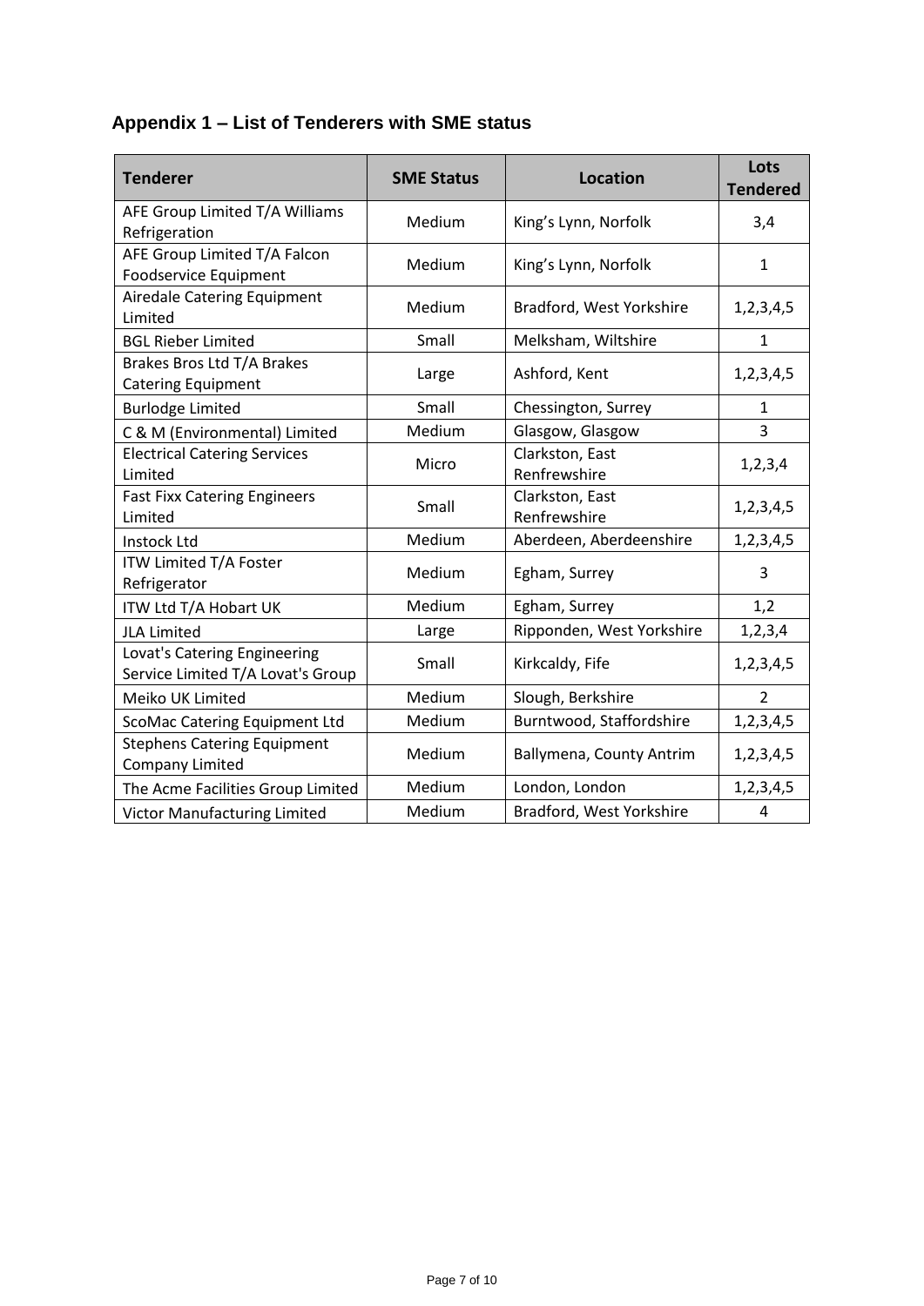## Appendix 1 – List of Tenderers with SME status

| Tenderer | SME Status | Location | Lots Tendered |
|---|---|---|---|
| AFE Group Limited T/A Williams Refrigeration | Medium | King's Lynn, Norfolk | 3,4 |
| AFE Group Limited T/A Falcon Foodservice Equipment | Medium | King's Lynn, Norfolk | 1 |
| Airedale Catering Equipment Limited | Medium | Bradford, West Yorkshire | 1,2,3,4,5 |
| BGL Rieber Limited | Small | Melksham, Wiltshire | 1 |
| Brakes Bros Ltd T/A Brakes Catering Equipment | Large | Ashford, Kent | 1,2,3,4,5 |
| Burlodge Limited | Small | Chessington, Surrey | 1 |
| C & M (Environmental) Limited | Medium | Glasgow, Glasgow | 3 |
| Electrical Catering Services Limited | Micro | Clarkston, East Renfrewshire | 1,2,3,4 |
| Fast Fixx Catering Engineers Limited | Small | Clarkston, East Renfrewshire | 1,2,3,4,5 |
| Instock Ltd | Medium | Aberdeen, Aberdeenshire | 1,2,3,4,5 |
| ITW Limited T/A Foster Refrigerator | Medium | Egham, Surrey | 3 |
| ITW Ltd T/A Hobart UK | Medium | Egham, Surrey | 1,2 |
| JLA Limited | Large | Ripponden, West Yorkshire | 1,2,3,4 |
| Lovat's Catering Engineering Service Limited T/A Lovat's Group | Small | Kirkcaldy, Fife | 1,2,3,4,5 |
| Meiko UK Limited | Medium | Slough, Berkshire | 2 |
| ScoMac Catering Equipment Ltd | Medium | Burntwood, Staffordshire | 1,2,3,4,5 |
| Stephens Catering Equipment Company Limited | Medium | Ballymena, County Antrim | 1,2,3,4,5 |
| The Acme Facilities Group Limited | Medium | London, London | 1,2,3,4,5 |
| Victor Manufacturing Limited | Medium | Bradford, West Yorkshire | 4 |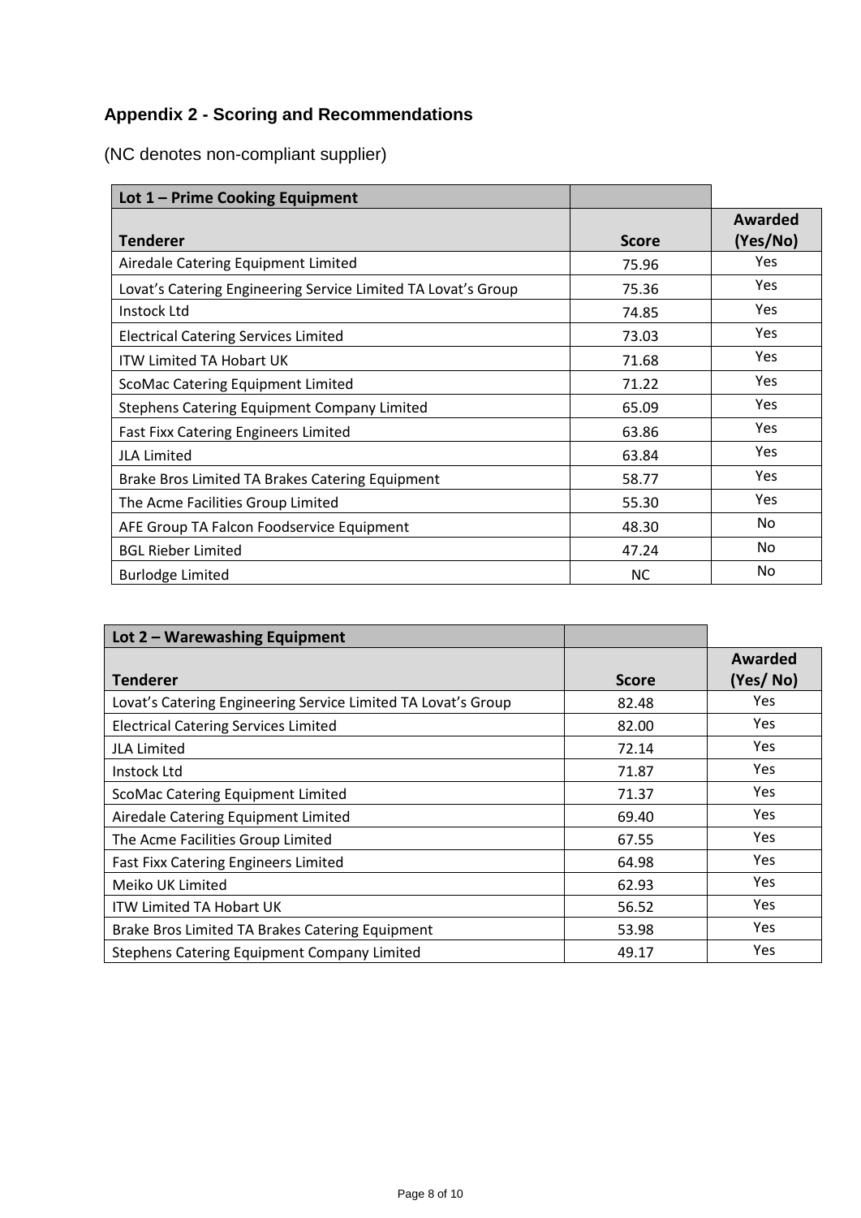## Appendix 2 - Scoring and Recommendations

(NC denotes non-compliant supplier)

| Lot 1 – Prime Cooking Equipment | | |
|---|---|---|
| **Tenderer** | **Score** | **Awarded (Yes/No)** |
| Airedale Catering Equipment Limited | 75.96 | Yes |
| Lovat's Catering Engineering Service Limited TA Lovat's Group | 75.36 | Yes |
| Instock Ltd | 74.85 | Yes |
| Electrical Catering Services Limited | 73.03 | Yes |
| ITW Limited TA Hobart UK | 71.68 | Yes |
| ScoMac Catering Equipment Limited | 71.22 | Yes |
| Stephens Catering Equipment Company Limited | 65.09 | Yes |
| Fast Fixx Catering Engineers Limited | 63.86 | Yes |
| JLA Limited | 63.84 | Yes |
| Brake Bros Limited TA Brakes Catering Equipment | 58.77 | Yes |
| The Acme Facilities Group Limited | 55.30 | Yes |
| AFE Group TA Falcon Foodservice Equipment | 48.30 | No |
| BGL Rieber Limited | 47.24 | No |
| Burlodge Limited | NC | No |

| Lot 2 – Warewashing Equipment | | |
|---|---|---|
| **Tenderer** | **Score** | **Awarded (Yes/ No)** |
| Lovat's Catering Engineering Service Limited TA Lovat's Group | 82.48 | Yes |
| Electrical Catering Services Limited | 82.00 | Yes |
| JLA Limited | 72.14 | Yes |
| Instock Ltd | 71.87 | Yes |
| ScoMac Catering Equipment Limited | 71.37 | Yes |
| Airedale Catering Equipment Limited | 69.40 | Yes |
| The Acme Facilities Group Limited | 67.55 | Yes |
| Fast Fixx Catering Engineers Limited | 64.98 | Yes |
| Meiko UK Limited | 62.93 | Yes |
| ITW Limited TA Hobart UK | 56.52 | Yes |
| Brake Bros Limited TA Brakes Catering Equipment | 53.98 | Yes |
| Stephens Catering Equipment Company Limited | 49.17 | Yes |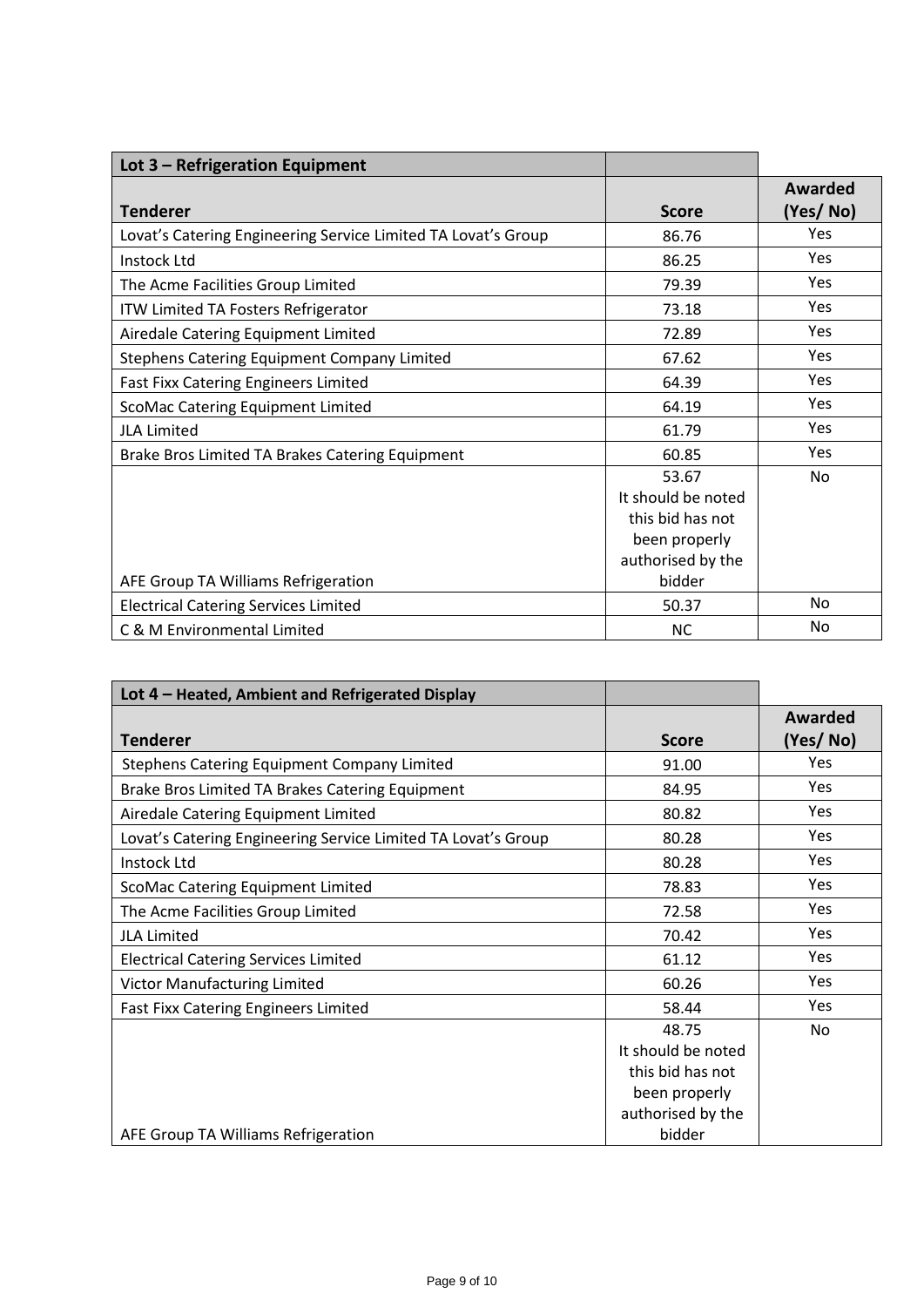| Lot 3 – Refrigeration Equipment | | |
|---|---|---|
| **Tenderer** | **Score** | **Awarded (Yes/ No)** |
| Lovat's Catering Engineering Service Limited TA Lovat's Group | 86.76 | Yes |
| Instock Ltd | 86.25 | Yes |
| The Acme Facilities Group Limited | 79.39 | Yes |
| ITW Limited TA Fosters Refrigerator | 73.18 | Yes |
| Airedale Catering Equipment Limited | 72.89 | Yes |
| Stephens Catering Equipment Company Limited | 67.62 | Yes |
| Fast Fixx Catering Engineers Limited | 64.39 | Yes |
| ScoMac Catering Equipment Limited | 64.19 | Yes |
| JLA Limited | 61.79 | Yes |
| Brake Bros Limited TA Brakes Catering Equipment | 60.85 | Yes |
| AFE Group TA Williams Refrigeration | 53.67 It should be noted this bid has not been properly authorised by the bidder | No |
| Electrical Catering Services Limited | 50.37 | No |
| C & M Environmental Limited | NC | No |

| Lot 4 – Heated, Ambient and Refrigerated Display | | |
|---|---|---|
| **Tenderer** | **Score** | **Awarded (Yes/ No)** |
| Stephens Catering Equipment Company Limited | 91.00 | Yes |
| Brake Bros Limited TA Brakes Catering Equipment | 84.95 | Yes |
| Airedale Catering Equipment Limited | 80.82 | Yes |
| Lovat's Catering Engineering Service Limited TA Lovat's Group | 80.28 | Yes |
| Instock Ltd | 80.28 | Yes |
| ScoMac Catering Equipment Limited | 78.83 | Yes |
| The Acme Facilities Group Limited | 72.58 | Yes |
| JLA Limited | 70.42 | Yes |
| Electrical Catering Services Limited | 61.12 | Yes |
| Victor Manufacturing Limited | 60.26 | Yes |
| Fast Fixx Catering Engineers Limited | 58.44 | Yes |
| AFE Group TA Williams Refrigeration | 48.75 It should be noted this bid has not been properly authorised by the bidder | No |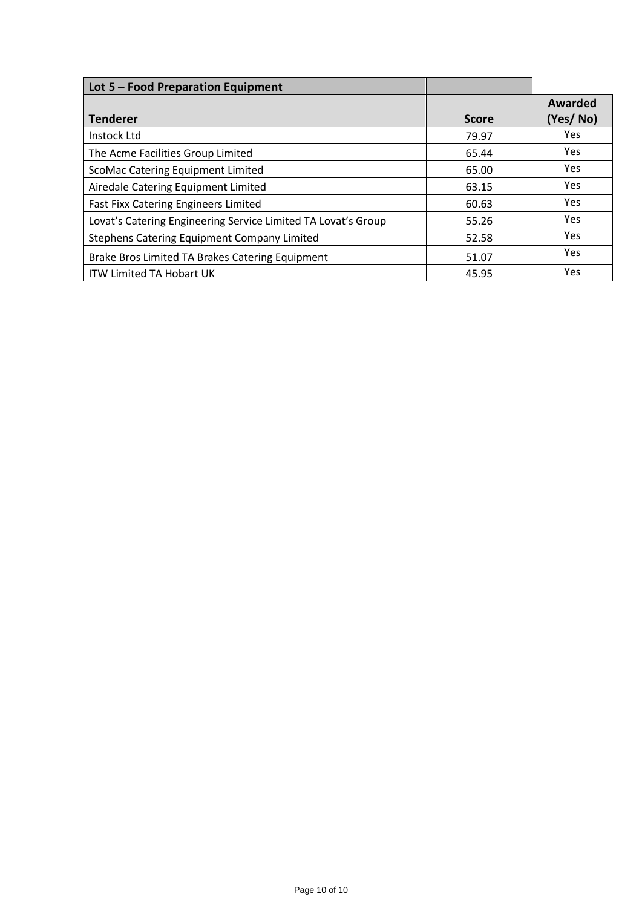| Lot 5 – Food Preparation Equipment | | |
|---|---|---|
| **Tenderer** | **Score** | **Awarded (Yes/ No)** |
| Instock Ltd | 79.97 | Yes |
| The Acme Facilities Group Limited | 65.44 | Yes |
| ScoMac Catering Equipment Limited | 65.00 | Yes |
| Airedale Catering Equipment Limited | 63.15 | Yes |
| Fast Fixx Catering Engineers Limited | 60.63 | Yes |
| Lovat's Catering Engineering Service Limited TA Lovat's Group | 55.26 | Yes |
| Stephens Catering Equipment Company Limited | 52.58 | Yes |
| Brake Bros Limited TA Brakes Catering Equipment | 51.07 | Yes |
| ITW Limited TA Hobart UK | 45.95 | Yes |